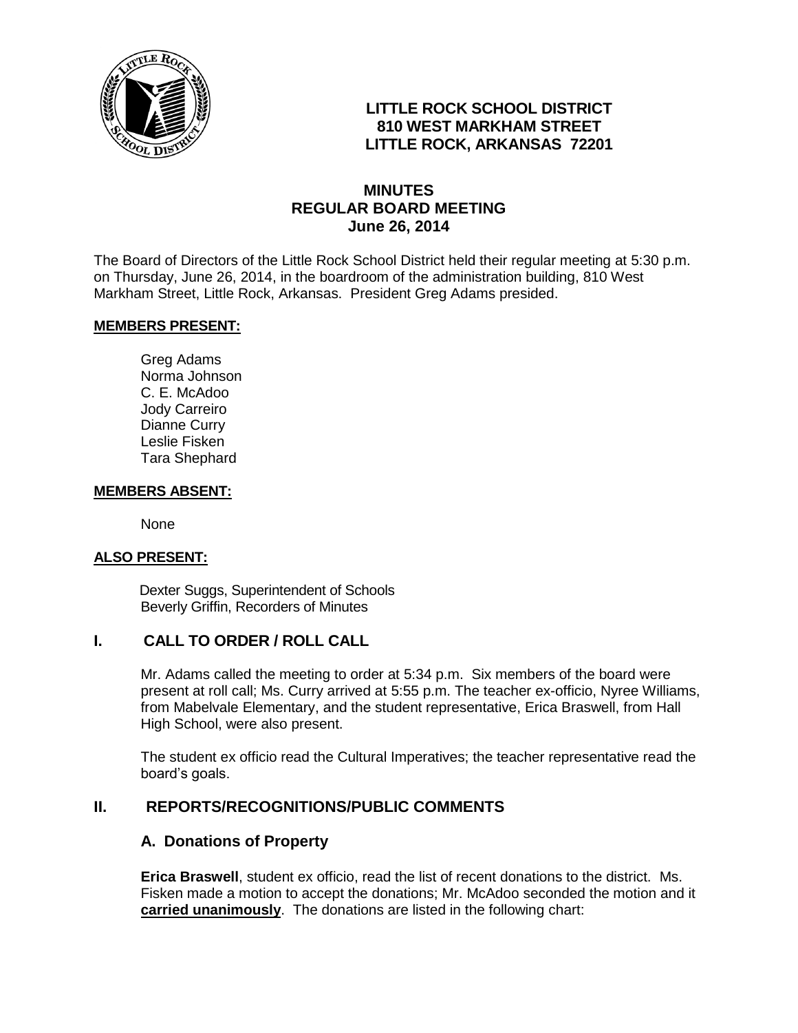**LITTLE ROCK SCHOOL DISTRICT**
**810 WEST MARKHAM STREET**
**LITTLE ROCK, ARKANSAS 72201**

# MINUTES
# REGULAR BOARD MEETING
## June 26, 2014

The Board of Directors of the Little Rock School District held their regular meeting at 5:30 p.m. on Thursday, June 26, 2014, in the boardroom of the administration building, 810 West Markham Street, Little Rock, Arkansas. President Greg Adams presided.

**MEMBERS PRESENT:**

Greg Adams
Norma Johnson
C. E. McAdoo
Jody Carreiro
Dianne Curry
Leslie Fisken
Tara Shephard

**MEMBERS ABSENT:**

None

**ALSO PRESENT:**

Dexter Suggs, Superintendent of Schools
Beverly Griffin, Recorders of Minutes

## I. CALL TO ORDER / ROLL CALL

Mr. Adams called the meeting to order at 5:34 p.m. Six members of the board were present at roll call; Ms. Curry arrived at 5:55 p.m. The teacher ex-officio, Nyree Williams, from Mabelvale Elementary, and the student representative, Erica Braswell, from Hall High School, were also present.

The student ex officio read the Cultural Imperatives; the teacher representative read the board's goals.

## II. REPORTS/RECOGNITIONS/PUBLIC COMMENTS

### A. Donations of Property

**Erica Braswell**, student ex officio, read the list of recent donations to the district. Ms. Fisken made a motion to accept the donations; Mr. McAdoo seconded the motion and it **carried unanimously**. The donations are listed in the following chart: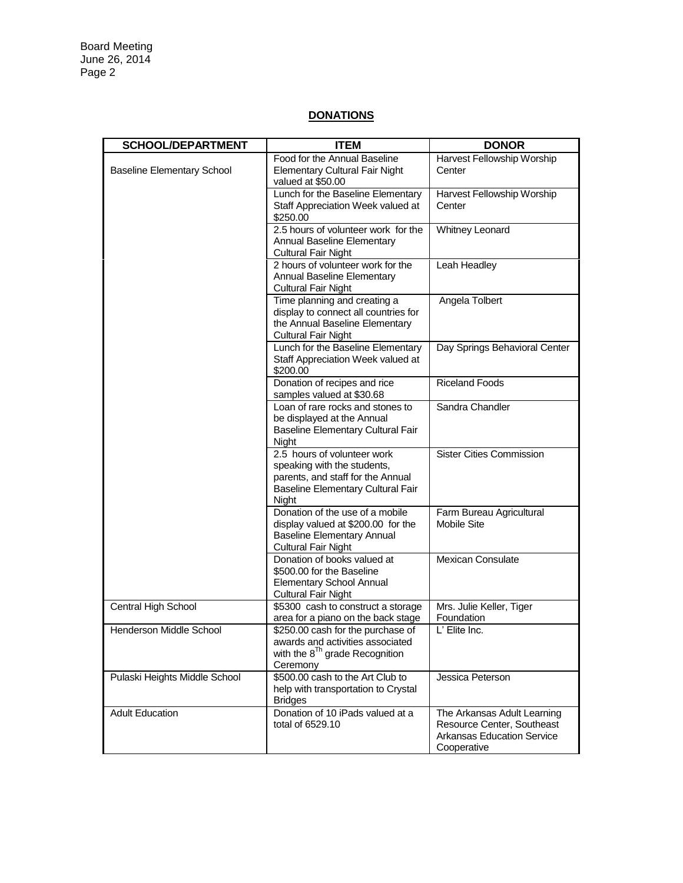## DONATIONS

| SCHOOL/DEPARTMENT | ITEM | DONOR |
|---|---|---|
| Baseline Elementary School | Food for the Annual Baseline Elementary Cultural Fair Night valued at $50.00 | Harvest Fellowship Worship Center |
| | Lunch for the Baseline Elementary Staff Appreciation Week valued at $250.00 | Harvest Fellowship Worship Center |
| | 2.5 hours of volunteer work for the Annual Baseline Elementary Cultural Fair Night | Whitney Leonard |
| | 2 hours of volunteer work for the Annual Baseline Elementary Cultural Fair Night | Leah Headley |
| | Time planning and creating a display to connect all countries for the Annual Baseline Elementary Cultural Fair Night | Angela Tolbert |
| | Lunch for the Baseline Elementary Staff Appreciation Week valued at $200.00 | Day Springs Behavioral Center |
| | Donation of recipes and rice samples valued at $30.68 | Riceland Foods |
| | Loan of rare rocks and stones to be displayed at the Annual Baseline Elementary Cultural Fair Night | Sandra Chandler |
| | 2.5 hours of volunteer work speaking with the students, parents, and staff for the Annual Baseline Elementary Cultural Fair Night | Sister Cities Commission |
| | Donation of the use of a mobile display valued at $200.00 for the Baseline Elementary Annual Cultural Fair Night | Farm Bureau Agricultural Mobile Site |
| | Donation of books valued at $500.00 for the Baseline Elementary School Annual Cultural Fair Night | Mexican Consulate |
| Central High School | $5300 cash to construct a storage area for a piano on the back stage | Mrs. Julie Keller, Tiger Foundation |
| Henderson Middle School | $250.00 cash for the purchase of awards and activities associated with the 8Th grade Recognition Ceremony | L' Elite Inc. |
| Pulaski Heights Middle School | $500.00 cash to the Art Club to help with transportation to Crystal Bridges | Jessica Peterson |
| Adult Education | Donation of 10 iPads valued at a total of 6529.10 | The Arkansas Adult Learning Resource Center, Southeast Arkansas Education Service Cooperative |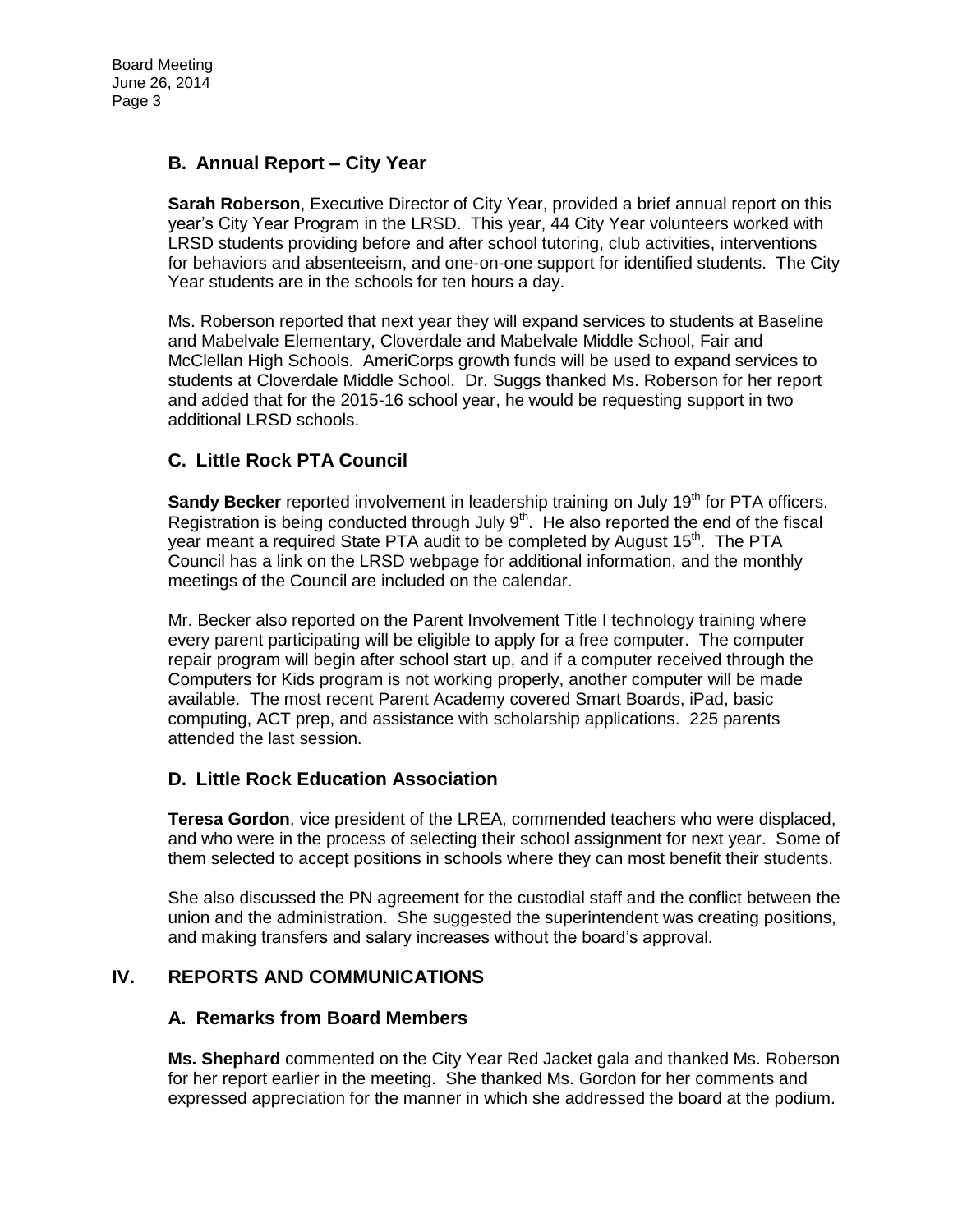## B. Annual Report – City Year

**Sarah Roberson**, Executive Director of City Year, provided a brief annual report on this year's City Year Program in the LRSD. This year, 44 City Year volunteers worked with LRSD students providing before and after school tutoring, club activities, interventions for behaviors and absenteeism, and one-on-one support for identified students. The City Year students are in the schools for ten hours a day.

Ms. Roberson reported that next year they will expand services to students at Baseline and Mabelvale Elementary, Cloverdale and Mabelvale Middle School, Fair and McClellan High Schools. AmeriCorps growth funds will be used to expand services to students at Cloverdale Middle School. Dr. Suggs thanked Ms. Roberson for her report and added that for the 2015-16 school year, he would be requesting support in two additional LRSD schools.

## C. Little Rock PTA Council

**Sandy Becker** reported involvement in leadership training on July 19th for PTA officers. Registration is being conducted through July 9th. He also reported the end of the fiscal year meant a required State PTA audit to be completed by August 15th. The PTA Council has a link on the LRSD webpage for additional information, and the monthly meetings of the Council are included on the calendar.

Mr. Becker also reported on the Parent Involvement Title I technology training where every parent participating will be eligible to apply for a free computer. The computer repair program will begin after school start up, and if a computer received through the Computers for Kids program is not working properly, another computer will be made available. The most recent Parent Academy covered Smart Boards, iPad, basic computing, ACT prep, and assistance with scholarship applications. 225 parents attended the last session.

## D. Little Rock Education Association

**Teresa Gordon**, vice president of the LREA, commended teachers who were displaced, and who were in the process of selecting their school assignment for next year. Some of them selected to accept positions in schools where they can most benefit their students.

She also discussed the PN agreement for the custodial staff and the conflict between the union and the administration. She suggested the superintendent was creating positions, and making transfers and salary increases without the board's approval.

# IV. REPORTS AND COMMUNICATIONS

## A. Remarks from Board Members

**Ms. Shephard** commented on the City Year Red Jacket gala and thanked Ms. Roberson for her report earlier in the meeting. She thanked Ms. Gordon for her comments and expressed appreciation for the manner in which she addressed the board at the podium.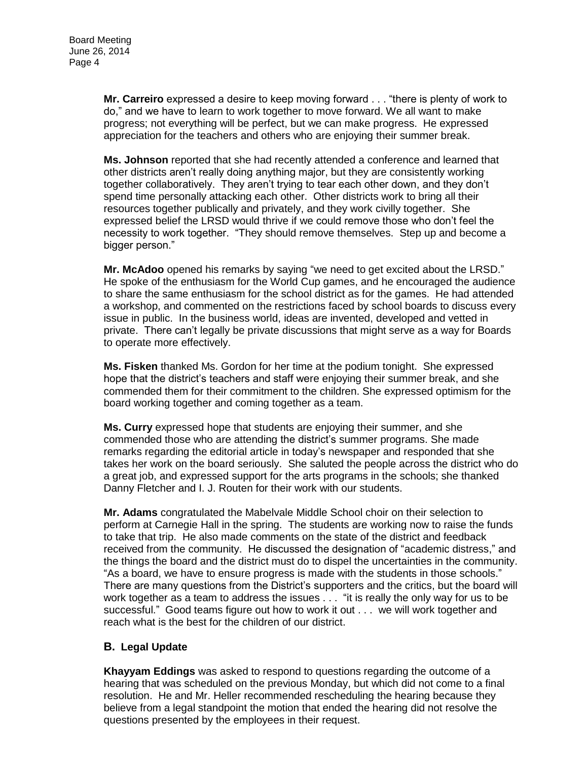**Mr. Carreiro** expressed a desire to keep moving forward . . . "there is plenty of work to do," and we have to learn to work together to move forward. We all want to make progress; not everything will be perfect, but we can make progress. He expressed appreciation for the teachers and others who are enjoying their summer break.

**Ms. Johnson** reported that she had recently attended a conference and learned that other districts aren't really doing anything major, but they are consistently working together collaboratively. They aren't trying to tear each other down, and they don't spend time personally attacking each other. Other districts work to bring all their resources together publically and privately, and they work civilly together. She expressed belief the LRSD would thrive if we could remove those who don't feel the necessity to work together. "They should remove themselves. Step up and become a bigger person."

**Mr. McAdoo** opened his remarks by saying "we need to get excited about the LRSD." He spoke of the enthusiasm for the World Cup games, and he encouraged the audience to share the same enthusiasm for the school district as for the games. He had attended a workshop, and commented on the restrictions faced by school boards to discuss every issue in public. In the business world, ideas are invented, developed and vetted in private. There can't legally be private discussions that might serve as a way for Boards to operate more effectively.

**Ms. Fisken** thanked Ms. Gordon for her time at the podium tonight. She expressed hope that the district's teachers and staff were enjoying their summer break, and she commended them for their commitment to the children. She expressed optimism for the board working together and coming together as a team.

**Ms. Curry** expressed hope that students are enjoying their summer, and she commended those who are attending the district's summer programs. She made remarks regarding the editorial article in today's newspaper and responded that she takes her work on the board seriously. She saluted the people across the district who do a great job, and expressed support for the arts programs in the schools; she thanked Danny Fletcher and I. J. Routen for their work with our students.

**Mr. Adams** congratulated the Mabelvale Middle School choir on their selection to perform at Carnegie Hall in the spring. The students are working now to raise the funds to take that trip. He also made comments on the state of the district and feedback received from the community. He discussed the designation of "academic distress," and the things the board and the district must do to dispel the uncertainties in the community. "As a board, we have to ensure progress is made with the students in those schools." There are many questions from the District's supporters and the critics, but the board will work together as a team to address the issues . . . "it is really the only way for us to be successful." Good teams figure out how to work it out . . . we will work together and reach what is the best for the children of our district.

## B. Legal Update

**Khayyam Eddings** was asked to respond to questions regarding the outcome of a hearing that was scheduled on the previous Monday, but which did not come to a final resolution. He and Mr. Heller recommended rescheduling the hearing because they believe from a legal standpoint the motion that ended the hearing did not resolve the questions presented by the employees in their request.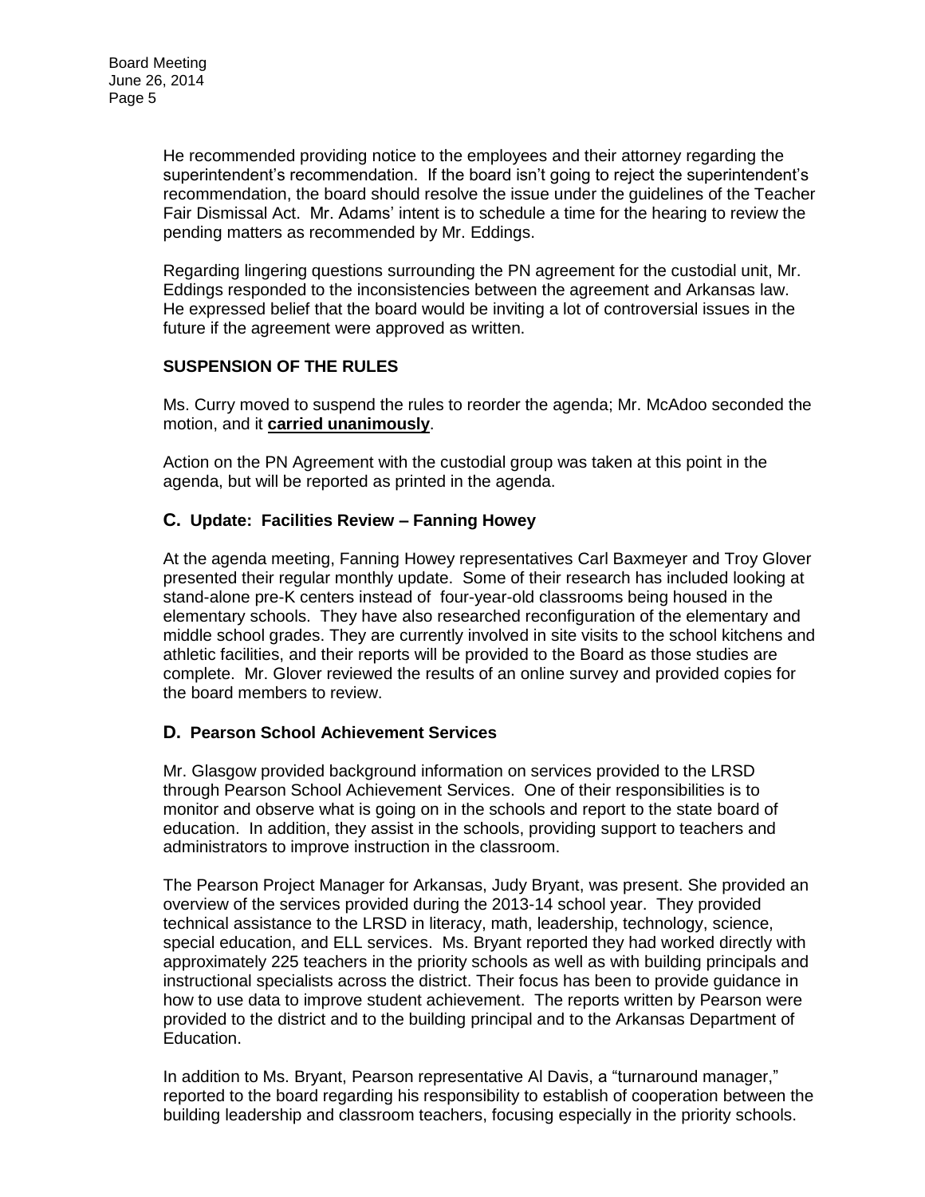He recommended providing notice to the employees and their attorney regarding the superintendent's recommendation. If the board isn't going to reject the superintendent's recommendation, the board should resolve the issue under the guidelines of the Teacher Fair Dismissal Act. Mr. Adams' intent is to schedule a time for the hearing to review the pending matters as recommended by Mr. Eddings.

Regarding lingering questions surrounding the PN agreement for the custodial unit, Mr. Eddings responded to the inconsistencies between the agreement and Arkansas law. He expressed belief that the board would be inviting a lot of controversial issues in the future if the agreement were approved as written.

**SUSPENSION OF THE RULES**

Ms. Curry moved to suspend the rules to reorder the agenda; Mr. McAdoo seconded the motion, and it **carried unanimously**.

Action on the PN Agreement with the custodial group was taken at this point in the agenda, but will be reported as printed in the agenda.

### C. Update: Facilities Review – Fanning Howey

At the agenda meeting, Fanning Howey representatives Carl Baxmeyer and Troy Glover presented their regular monthly update. Some of their research has included looking at stand-alone pre-K centers instead of four-year-old classrooms being housed in the elementary schools. They have also researched reconfiguration of the elementary and middle school grades. They are currently involved in site visits to the school kitchens and athletic facilities, and their reports will be provided to the Board as those studies are complete. Mr. Glover reviewed the results of an online survey and provided copies for the board members to review.

### D. Pearson School Achievement Services

Mr. Glasgow provided background information on services provided to the LRSD through Pearson School Achievement Services. One of their responsibilities is to monitor and observe what is going on in the schools and report to the state board of education. In addition, they assist in the schools, providing support to teachers and administrators to improve instruction in the classroom.

The Pearson Project Manager for Arkansas, Judy Bryant, was present. She provided an overview of the services provided during the 2013-14 school year. They provided technical assistance to the LRSD in literacy, math, leadership, technology, science, special education, and ELL services. Ms. Bryant reported they had worked directly with approximately 225 teachers in the priority schools as well as with building principals and instructional specialists across the district. Their focus has been to provide guidance in how to use data to improve student achievement. The reports written by Pearson were provided to the district and to the building principal and to the Arkansas Department of Education.

In addition to Ms. Bryant, Pearson representative Al Davis, a "turnaround manager," reported to the board regarding his responsibility to establish of cooperation between the building leadership and classroom teachers, focusing especially in the priority schools.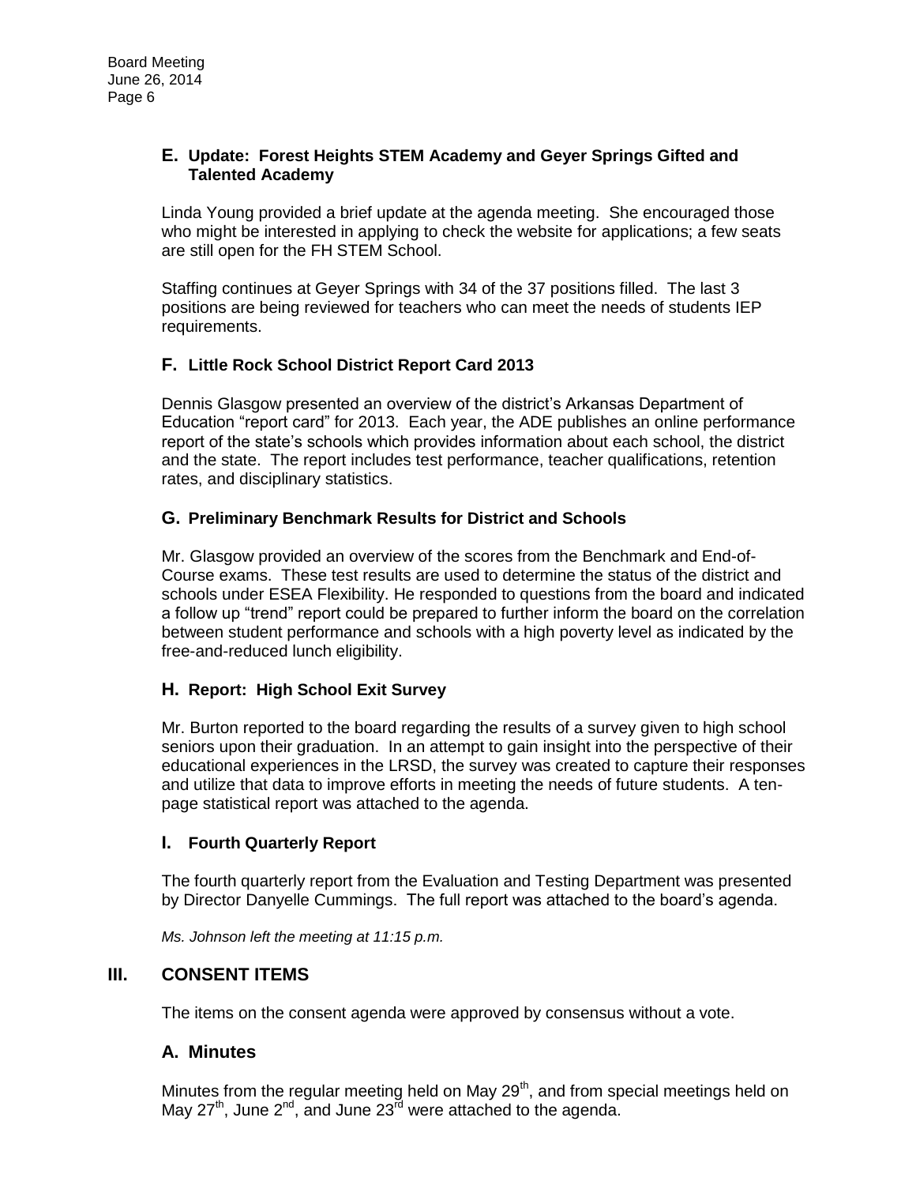### E. Update: Forest Heights STEM Academy and Geyer Springs Gifted and Talented Academy

Linda Young provided a brief update at the agenda meeting. She encouraged those who might be interested in applying to check the website for applications; a few seats are still open for the FH STEM School.

Staffing continues at Geyer Springs with 34 of the 37 positions filled. The last 3 positions are being reviewed for teachers who can meet the needs of students IEP requirements.

### F. Little Rock School District Report Card 2013

Dennis Glasgow presented an overview of the district's Arkansas Department of Education "report card" for 2013. Each year, the ADE publishes an online performance report of the state's schools which provides information about each school, the district and the state. The report includes test performance, teacher qualifications, retention rates, and disciplinary statistics.

### G. Preliminary Benchmark Results for District and Schools

Mr. Glasgow provided an overview of the scores from the Benchmark and End-of-Course exams. These test results are used to determine the status of the district and schools under ESEA Flexibility. He responded to questions from the board and indicated a follow up "trend" report could be prepared to further inform the board on the correlation between student performance and schools with a high poverty level as indicated by the free-and-reduced lunch eligibility.

### H. Report: High School Exit Survey

Mr. Burton reported to the board regarding the results of a survey given to high school seniors upon their graduation. In an attempt to gain insight into the perspective of their educational experiences in the LRSD, the survey was created to capture their responses and utilize that data to improve efforts in meeting the needs of future students. A ten-page statistical report was attached to the agenda.

### I. Fourth Quarterly Report

The fourth quarterly report from the Evaluation and Testing Department was presented by Director Danyelle Cummings. The full report was attached to the board's agenda.

*Ms. Johnson left the meeting at 11:15 p.m.*

## III. CONSENT ITEMS

The items on the consent agenda were approved by consensus without a vote.

### A. Minutes

Minutes from the regular meeting held on May 29th, and from special meetings held on May 27th, June 2nd, and June 23rd were attached to the agenda.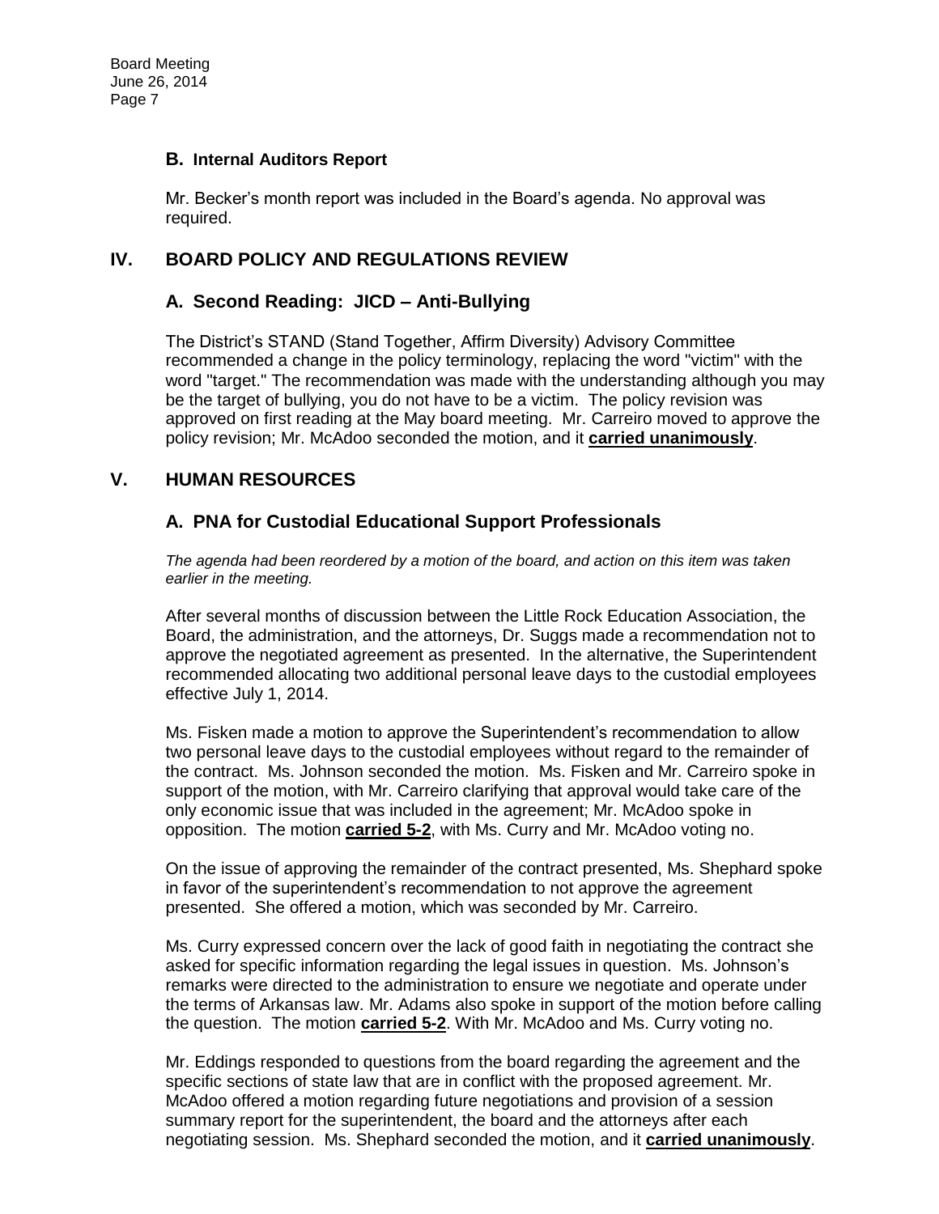### B. Internal Auditors Report

Mr. Becker's month report was included in the Board's agenda. No approval was required.

## IV. BOARD POLICY AND REGULATIONS REVIEW

### A. Second Reading: JICD – Anti-Bullying

The District's STAND (Stand Together, Affirm Diversity) Advisory Committee recommended a change in the policy terminology, replacing the word "victim" with the word "target." The recommendation was made with the understanding although you may be the target of bullying, you do not have to be a victim. The policy revision was approved on first reading at the May board meeting. Mr. Carreiro moved to approve the policy revision; Mr. McAdoo seconded the motion, and it **carried unanimously**.

## V. HUMAN RESOURCES

### A. PNA for Custodial Educational Support Professionals

*The agenda had been reordered by a motion of the board, and action on this item was taken earlier in the meeting.*

After several months of discussion between the Little Rock Education Association, the Board, the administration, and the attorneys, Dr. Suggs made a recommendation not to approve the negotiated agreement as presented. In the alternative, the Superintendent recommended allocating two additional personal leave days to the custodial employees effective July 1, 2014.

Ms. Fisken made a motion to approve the Superintendent's recommendation to allow two personal leave days to the custodial employees without regard to the remainder of the contract. Ms. Johnson seconded the motion. Ms. Fisken and Mr. Carreiro spoke in support of the motion, with Mr. Carreiro clarifying that approval would take care of the only economic issue that was included in the agreement; Mr. McAdoo spoke in opposition. The motion **carried 5-2**, with Ms. Curry and Mr. McAdoo voting no.

On the issue of approving the remainder of the contract presented, Ms. Shephard spoke in favor of the superintendent's recommendation to not approve the agreement presented. She offered a motion, which was seconded by Mr. Carreiro.

Ms. Curry expressed concern over the lack of good faith in negotiating the contract she asked for specific information regarding the legal issues in question. Ms. Johnson's remarks were directed to the administration to ensure we negotiate and operate under the terms of Arkansas law. Mr. Adams also spoke in support of the motion before calling the question. The motion **carried 5-2**. With Mr. McAdoo and Ms. Curry voting no.

Mr. Eddings responded to questions from the board regarding the agreement and the specific sections of state law that are in conflict with the proposed agreement. Mr. McAdoo offered a motion regarding future negotiations and provision of a session summary report for the superintendent, the board and the attorneys after each negotiating session. Ms. Shephard seconded the motion, and it **carried unanimously**.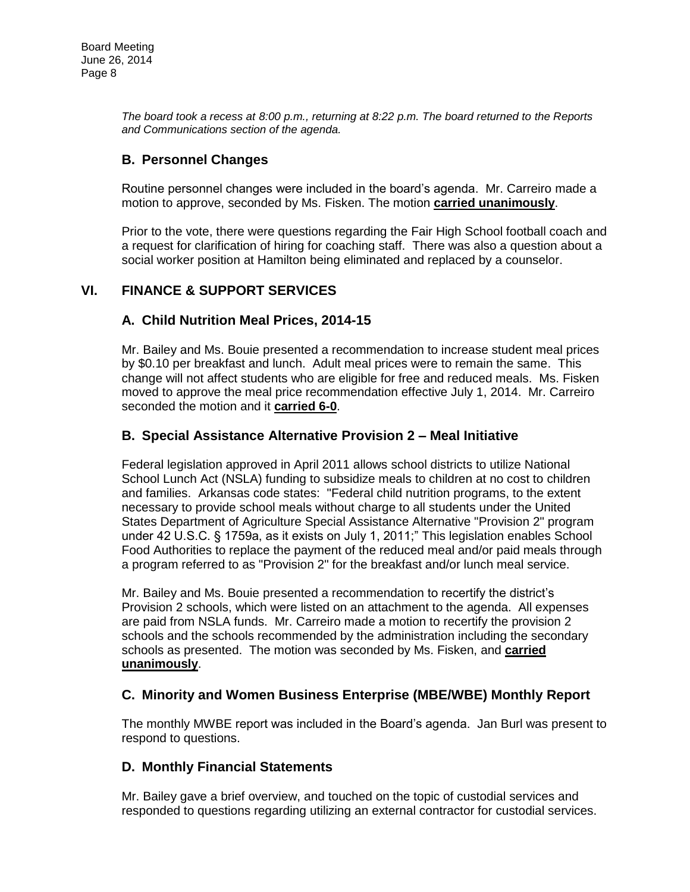*The board took a recess at 8:00 p.m., returning at 8:22 p.m. The board returned to the Reports and Communications section of the agenda.*

### B. Personnel Changes

Routine personnel changes were included in the board's agenda. Mr. Carreiro made a motion to approve, seconded by Ms. Fisken. The motion **carried unanimously**.

Prior to the vote, there were questions regarding the Fair High School football coach and a request for clarification of hiring for coaching staff. There was also a question about a social worker position at Hamilton being eliminated and replaced by a counselor.

## VI. FINANCE & SUPPORT SERVICES

### A. Child Nutrition Meal Prices, 2014-15

Mr. Bailey and Ms. Bouie presented a recommendation to increase student meal prices by $0.10 per breakfast and lunch. Adult meal prices were to remain the same. This change will not affect students who are eligible for free and reduced meals. Ms. Fisken moved to approve the meal price recommendation effective July 1, 2014. Mr. Carreiro seconded the motion and it **carried 6-0**.

### B. Special Assistance Alternative Provision 2 – Meal Initiative

Federal legislation approved in April 2011 allows school districts to utilize National School Lunch Act (NSLA) funding to subsidize meals to children at no cost to children and families. Arkansas code states: "Federal child nutrition programs, to the extent necessary to provide school meals without charge to all students under the United States Department of Agriculture Special Assistance Alternative "Provision 2" program under 42 U.S.C. § 1759a, as it exists on July 1, 2011;" This legislation enables School Food Authorities to replace the payment of the reduced meal and/or paid meals through a program referred to as "Provision 2" for the breakfast and/or lunch meal service.

Mr. Bailey and Ms. Bouie presented a recommendation to recertify the district's Provision 2 schools, which were listed on an attachment to the agenda. All expenses are paid from NSLA funds. Mr. Carreiro made a motion to recertify the provision 2 schools and the schools recommended by the administration including the secondary schools as presented. The motion was seconded by Ms. Fisken, and **carried unanimously**.

### C. Minority and Women Business Enterprise (MBE/WBE) Monthly Report

The monthly MWBE report was included in the Board's agenda. Jan Burl was present to respond to questions.

### D. Monthly Financial Statements

Mr. Bailey gave a brief overview, and touched on the topic of custodial services and responded to questions regarding utilizing an external contractor for custodial services.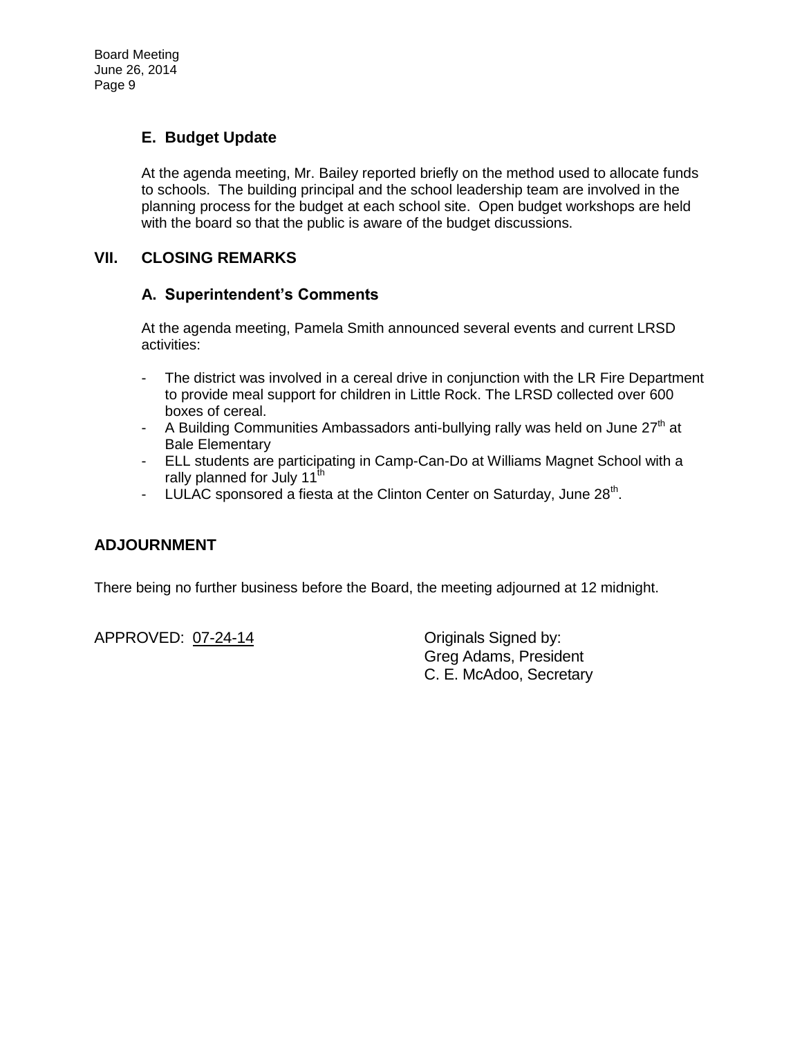### E. Budget Update

At the agenda meeting, Mr. Bailey reported briefly on the method used to allocate funds to schools. The building principal and the school leadership team are involved in the planning process for the budget at each school site. Open budget workshops are held with the board so that the public is aware of the budget discussions.

## VII. CLOSING REMARKS

### A. Superintendent's Comments

At the agenda meeting, Pamela Smith announced several events and current LRSD activities:

- The district was involved in a cereal drive in conjunction with the LR Fire Department to provide meal support for children in Little Rock. The LRSD collected over 600 boxes of cereal.
- A Building Communities Ambassadors anti-bullying rally was held on June 27th at Bale Elementary
- ELL students are participating in Camp-Can-Do at Williams Magnet School with a rally planned for July 11th
- LULAC sponsored a fiesta at the Clinton Center on Saturday, June 28th.

## ADJOURNMENT

There being no further business before the Board, the meeting adjourned at 12 midnight.

APPROVED: 07-24-14

Originals Signed by:
Greg Adams, President
C. E. McAdoo, Secretary